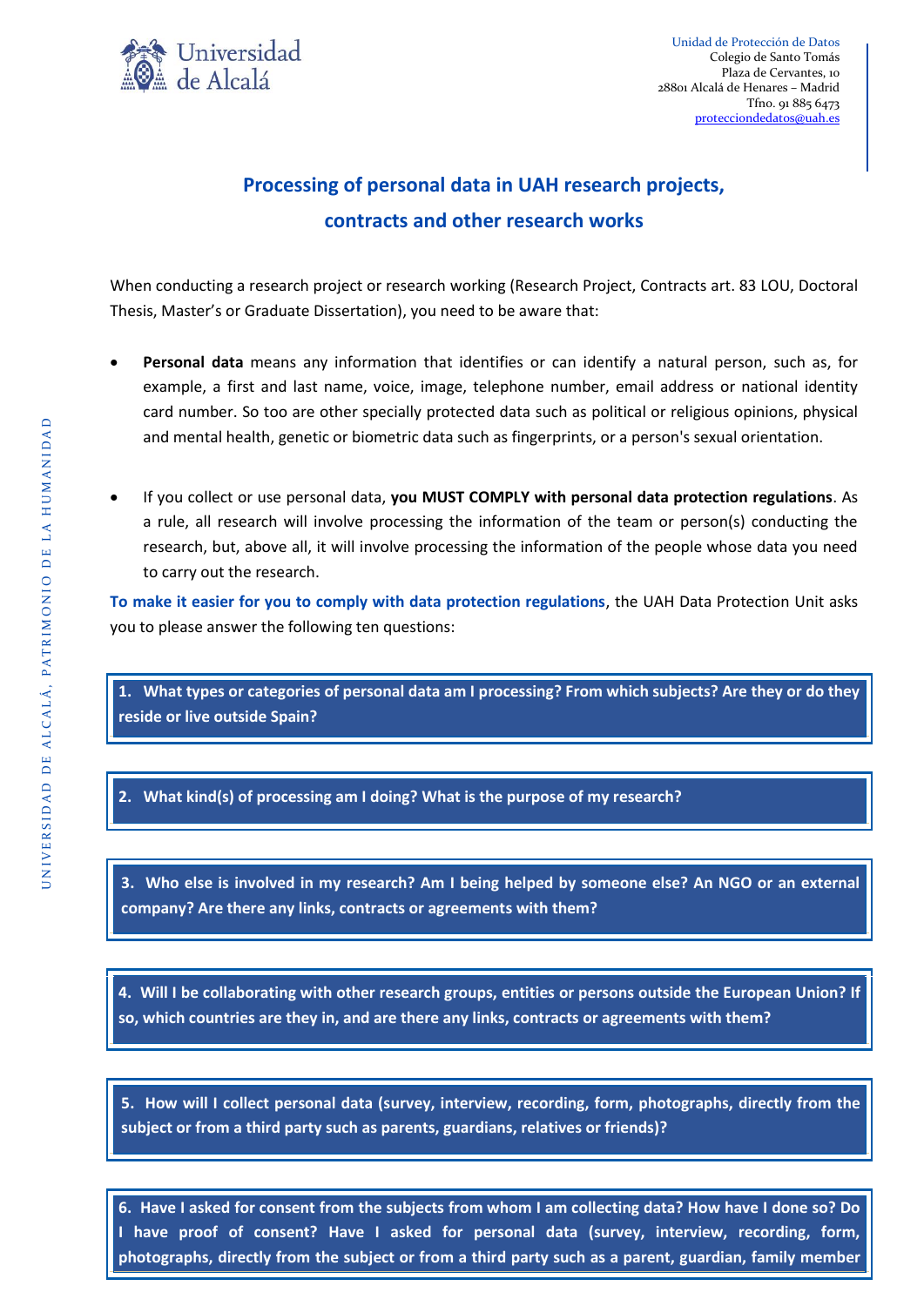Universidad de Alcalá

Unidad de Protección de Datos
Colegio de Santo Tomás
Plaza de Cervantes, 10
28801 Alcalá de Henares – Madrid
Tfno. 91 885 6473
protecciondedatos@uah.es

UNIVERSIDAD DE ALCALÁ, PATRIMONIO DE LA HUMANIDAD

## Processing of personal data in UAH research projects, contracts and other research works

When conducting a research project or research working (Research Project, Contracts art. 83 LOU, Doctoral Thesis, Master's or Graduate Dissertation), you need to be aware that:

- **Personal data** means any information that identifies or can identify a natural person, such as, for example, a first and last name, voice, image, telephone number, email address or national identity card number. So too are other specially protected data such as political or religious opinions, physical and mental health, genetic or biometric data such as fingerprints, or a person's sexual orientation.

- If you collect or use personal data, **you MUST COMPLY with personal data protection regulations**. As a rule, all research will involve processing the information of the team or person(s) conducting the research, but, above all, it will involve processing the information of the people whose data you need to carry out the research.

**To make it easier for you to comply with data protection regulations**, the UAH Data Protection Unit asks you to please answer the following ten questions:

**1. What types or categories of personal data am I processing? From which subjects? Are they or do they reside or live outside Spain?**

**2. What kind(s) of processing am I doing? What is the purpose of my research?**

**3. Who else is involved in my research? Am I being helped by someone else? An NGO or an external company? Are there any links, contracts or agreements with them?**

**4. Will I be collaborating with other research groups, entities or persons outside the European Union? If so, which countries are they in, and are there any links, contracts or agreements with them?**

**5. How will I collect personal data (survey, interview, recording, form, photographs, directly from the subject or from a third party such as parents, guardians, relatives or friends)?**

**6. Have I asked for consent from the subjects from whom I am collecting data? How have I done so? Do I have proof of consent? Have I asked for personal data (survey, interview, recording, form, photographs, directly from the subject or from a third party such as a parent, guardian, family member**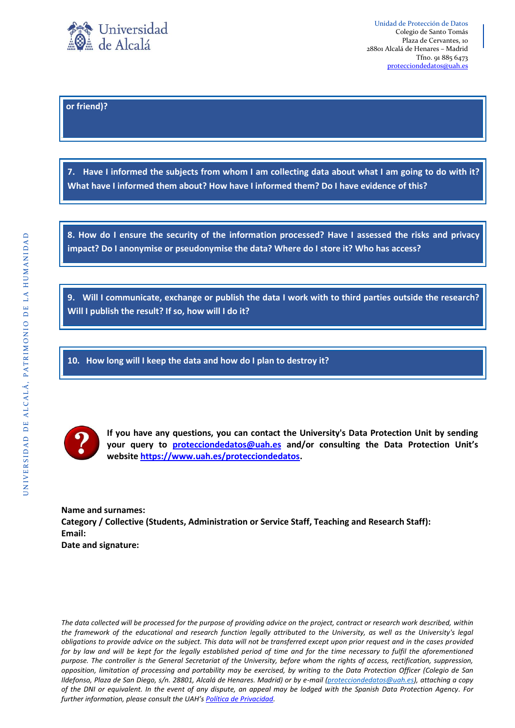**or friend)?**

**7. Have I informed the subjects from whom I am collecting data about what I am going to do with it? What have I informed them about? How have I informed them? Do I have evidence of this?**

**8. How do I ensure the security of the information processed? Have I assessed the risks and privacy impact? Do I anonymise or pseudonymise the data? Where do I store it? Who has access?**

**9. Will I communicate, exchange or publish the data I work with to third parties outside the research? Will I publish the result? If so, how will I do it?**

**10. How long will I keep the data and how do I plan to destroy it?**

**If you have any questions, you can contact the University's Data Protection Unit by sending your query to [protecciondedatos@uah.es](mailto:protecciondedatos@uah.es) and/or consulting the Data Protection Unit's website [https://www.uah.es/protecciondedatos](https://www.uah.es/protecciondedatos).**

**Name and surnames:**
**Category / Collective (Students, Administration or Service Staff, Teaching and Research Staff):**
**Email:**
**Date and signature:**

*The data collected will be processed for the purpose of providing advice on the project, contract or research work described, within the framework of the educational and research function legally attributed to the University, as well as the University's legal obligations to provide advice on the subject. This data will not be transferred except upon prior request and in the cases provided for by law and will be kept for the legally established period of time and for the time necessary to fulfil the aforementioned purpose. The controller is the General Secretariat of the University, before whom the rights of access, rectification, suppression, opposition, limitation of processing and portability may be exercised, by writing to the Data Protection Officer (Colegio de San Ildefonso, Plaza de San Diego, s/n. 28801, Alcalá de Henares. Madrid) or by e-mail ([protecciondedatos@uah.es](mailto:protecciondedatos@uah.es)), attaching a copy of the DNI or equivalent. In the event of any dispute, an appeal may be lodged with the Spanish Data Protection Agency. For further information, please consult the UAH's [Política de Privacidad](#).*